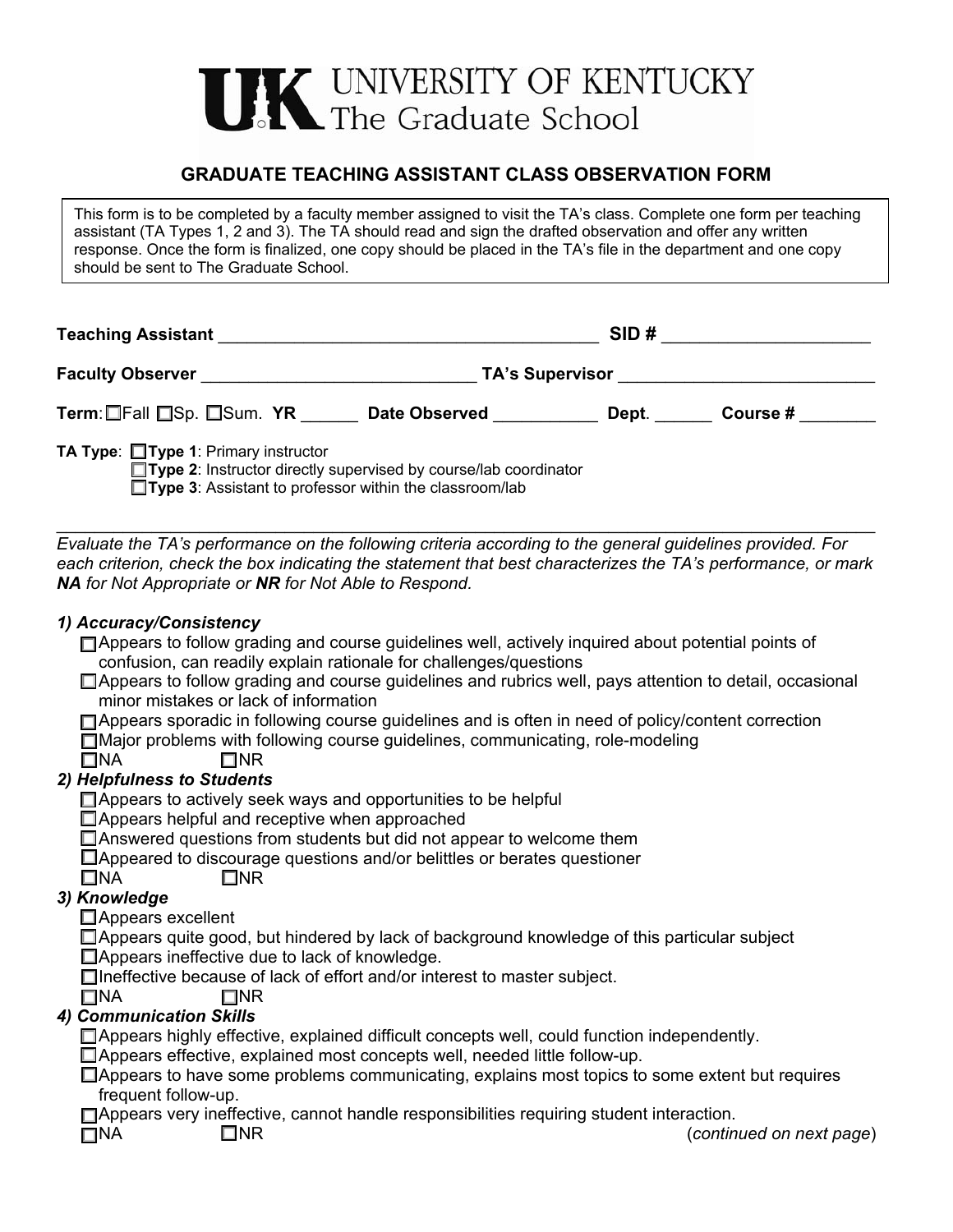# UNIVERSITY OF KENTUCKY
## The Graduate School

### GRADUATE TEACHING ASSISTANT CLASS OBSERVATION FORM

> This form is to be completed by a faculty member assigned to visit the TA's class. Complete one form per teaching assistant (TA Types 1, 2 and 3). The TA should read and sign the drafted observation and offer any written response. Once the form is finalized, one copy should be placed in the TA's file in the department and one copy should be sent to The Graduate School.

**Teaching Assistant** ________________________________________ **SID #** _____________________

**Faculty Observer** _____________________________ **TA's Supervisor** ___________________________

**Term**: ☐Fall ☐Sp. ☐Sum. **YR** ______ **Date Observed** ___________ **Dept**. ______ **Course #** ________

**TA Type**: ☐**Type 1**: Primary instructor
☐**Type 2**: Instructor directly supervised by course/lab coordinator
☐**Type 3**: Assistant to professor within the classroom/lab

---

*Evaluate the TA's performance on the following criteria according to the general guidelines provided. For each criterion, check the box indicating the statement that best characterizes the TA's performance, or mark **NA** for Not Appropriate or **NR** for Not Able to Respond.*

***1) Accuracy/Consistency***

- ☐Appears to follow grading and course guidelines well, actively inquired about potential points of confusion, can readily explain rationale for challenges/questions
- ☐Appears to follow grading and course guidelines and rubrics well, pays attention to detail, occasional minor mistakes or lack of information
- ☐Appears sporadic in following course guidelines and is often in need of policy/content correction
- ☐Major problems with following course guidelines, communicating, role-modeling
- ☐NA ☐NR

***2) Helpfulness to Students***

- ☐Appears to actively seek ways and opportunities to be helpful
- ☐Appears helpful and receptive when approached
- ☐Answered questions from students but did not appear to welcome them
- ☐Appeared to discourage questions and/or belittles or berates questioner
- ☐NA ☐NR

***3) Knowledge***

- ☐Appears excellent
- ☐Appears quite good, but hindered by lack of background knowledge of this particular subject
- ☐Appears ineffective due to lack of knowledge.
- ☐Ineffective because of lack of effort and/or interest to master subject.
- ☐NA ☐NR

***4) Communication Skills***

- ☐Appears highly effective, explained difficult concepts well, could function independently.
- ☐Appears effective, explained most concepts well, needed little follow-up.
- ☐Appears to have some problems communicating, explains most topics to some extent but requires frequent follow-up.
- ☐Appears very ineffective, cannot handle responsibilities requiring student interaction.
- ☐NA ☐NR

(*continued on next page*)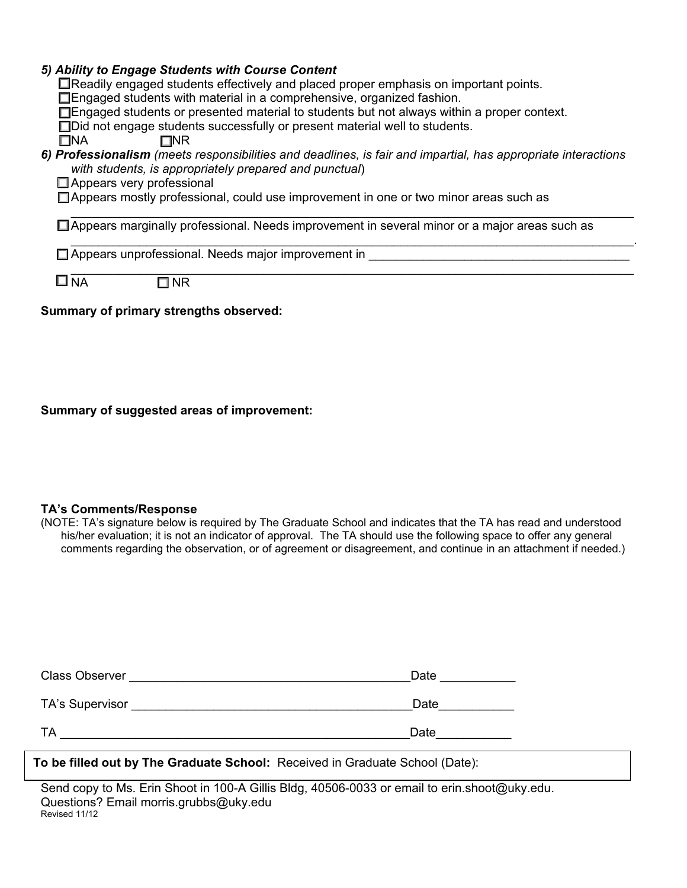***5) Ability to Engage Students with Course Content***

- ☐ Readily engaged students effectively and placed proper emphasis on important points.
- ☐ Engaged students with material in a comprehensive, organized fashion.
- ☐ Engaged students or presented material to students but not always within a proper context.
- ☐ Did not engage students successfully or present material well to students.
- ☐ NA ☐ NR

***6) Professionalism*** *(meets responsibilities and deadlines, is fair and impartial, has appropriate interactions with students, is appropriately prepared and punctual*)

- ☐ Appears very professional
- ☐ Appears mostly professional, could use improvement in one or two minor areas such as ______________________________________________________________________________
- ☐ Appears marginally professional. Needs improvement in several minor or a major areas such as ______________________________________________________________________________.
- ☐ Appears unprofessional. Needs major improvement in ______________________________________ ______________________________________________________________________________
- ☐ NA ☐ NR

**Summary of primary strengths observed:**

**Summary of suggested areas of improvement:**

**TA's Comments/Response**

(NOTE: TA's signature below is required by The Graduate School and indicates that the TA has read and understood his/her evaluation; it is not an indicator of approval. The TA should use the following space to offer any general comments regarding the observation, or of agreement or disagreement, and continue in an attachment if needed.)

Class Observer __________________________________________Date ___________

TA's Supervisor __________________________________________Date___________

TA _____________________________________________________Date___________

**To be filled out by The Graduate School:** Received in Graduate School (Date):

Send copy to Ms. Erin Shoot in 100-A Gillis Bldg, 40506-0033 or email to erin.shoot@uky.edu.
Questions? Email morris.grubbs@uky.edu

Revised 11/12